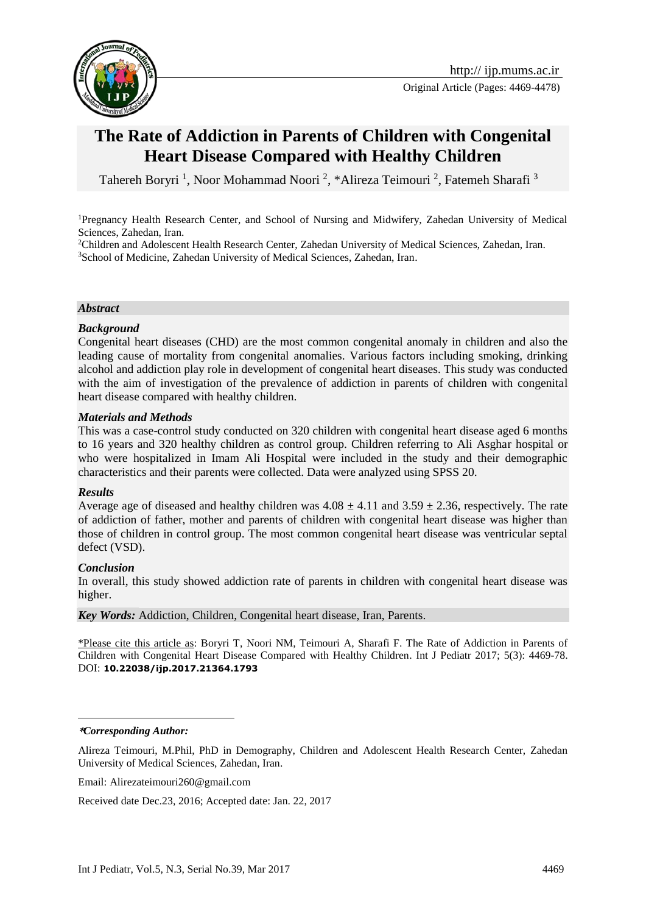http:// ijp.mums.ac.ir

Original Article (Pages: 4469-4478)

# The Rate of Addiction in Parents of Children with Congenital Heart Disease Compared with Healthy Children

Tahereh Boryri [1], Noor Mohammad Noori [2], *Alireza Teimouri [2], Fatemeh Sharafi [3]

[1]Pregnancy Health Research Center, and School of Nursing and Midwifery, Zahedan University of Medical Sciences, Zahedan, Iran.

[2]Children and Adolescent Health Research Center, Zahedan University of Medical Sciences, Zahedan, Iran.

[3]School of Medicine, Zahedan University of Medical Sciences, Zahedan, Iran.

## *Abstract*

### *Background*

Congenital heart diseases (CHD) are the most common congenital anomaly in children and also the leading cause of mortality from congenital anomalies. Various factors including smoking, drinking alcohol and addiction play role in development of congenital heart diseases. This study was conducted with the aim of investigation of the prevalence of addiction in parents of children with congenital heart disease compared with healthy children.

### *Materials and Methods*

This was a case-control study conducted on 320 children with congenital heart disease aged 6 months to 16 years and 320 healthy children as control group. Children referring to Ali Asghar hospital or who were hospitalized in Imam Ali Hospital were included in the study and their demographic characteristics and their parents were collected. Data were analyzed using SPSS 20.

### *Results*

Average age of diseased and healthy children was $4.08 \pm 4.11$ and $3.59 \pm 2.36$, respectively. The rate of addiction of father, mother and parents of children with congenital heart disease was higher than those of children in control group. The most common congenital heart disease was ventricular septal defect (VSD).

### *Conclusion*

In overall, this study showed addiction rate of parents in children with congenital heart disease was higher.

***Key Words:*** Addiction, Children, Congenital heart disease, Iran, Parents.

*Please cite this article as: Boryri T, Noori NM, Teimouri A, Sharafi F. The Rate of Addiction in Parents of Children with Congenital Heart Disease Compared with Healthy Children. Int J Pediatr 2017; 5(3): 4469-78. DOI: **10.22038/ijp.2017.21364.1793**

---

***Corresponding Author:***

Alireza Teimouri, M.Phil, PhD in Demography, Children and Adolescent Health Research Center, Zahedan University of Medical Sciences, Zahedan, Iran.

Email: Alirezateimouri260@gmail.com

Received date Dec.23, 2016; Accepted date: Jan. 22, 2017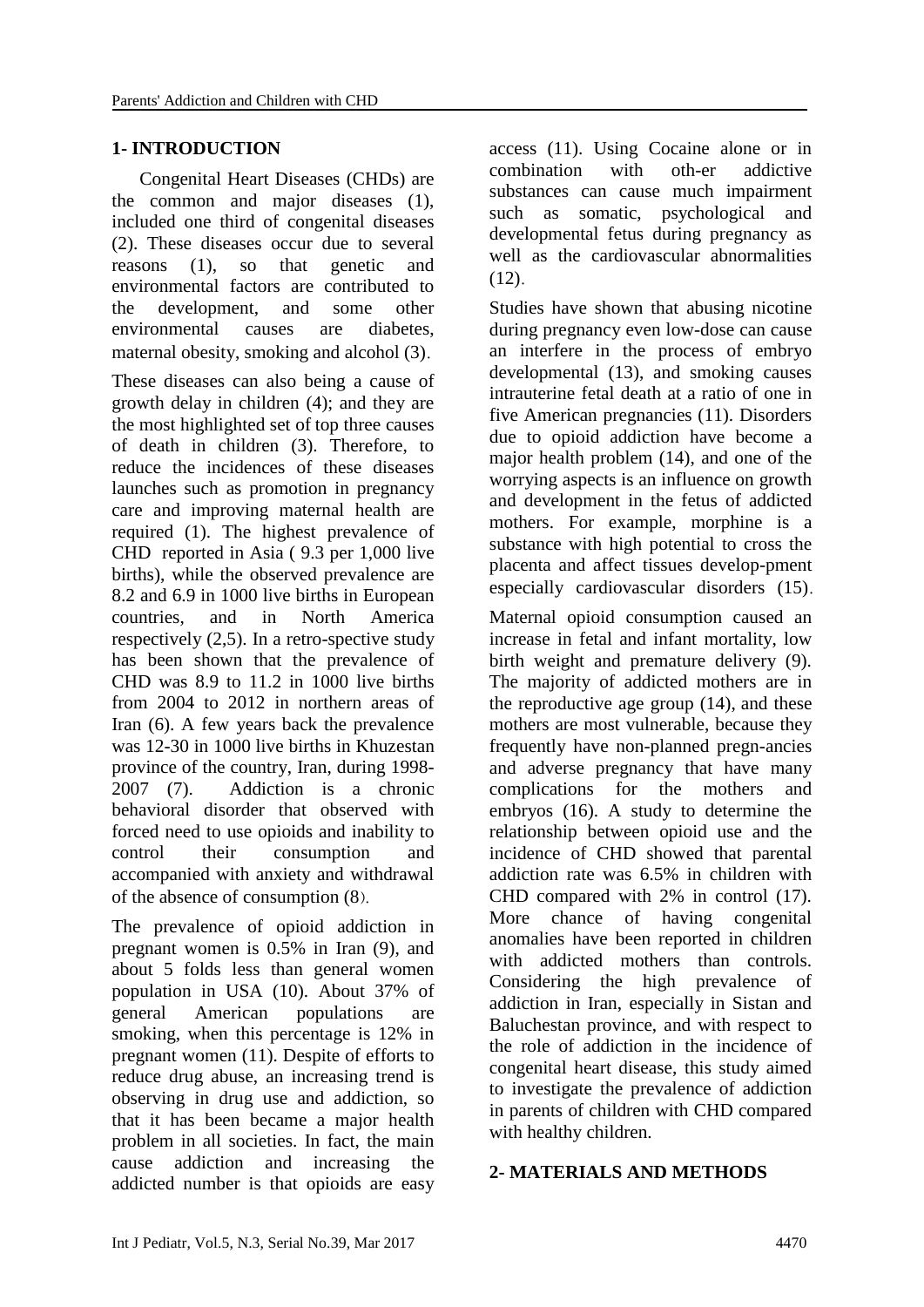## 1- INTRODUCTION

Congenital Heart Diseases (CHDs) are the common and major diseases (1), included one third of congenital diseases (2). These diseases occur due to several reasons (1), so that genetic and environmental factors are contributed to the development, and some other environmental causes are diabetes, maternal obesity, smoking and alcohol (3).

These diseases can also being a cause of growth delay in children (4); and they are the most highlighted set of top three causes of death in children (3). Therefore, to reduce the incidences of these diseases launches such as promotion in pregnancy care and improving maternal health are required (1). The highest prevalence of CHD reported in Asia ( 9.3 per 1,000 live births), while the observed prevalence are 8.2 and 6.9 in 1000 live births in European countries, and in North America respectively (2,5). In a retro-spective study has been shown that the prevalence of CHD was 8.9 to 11.2 in 1000 live births from 2004 to 2012 in northern areas of Iran (6). A few years back the prevalence was 12-30 in 1000 live births in Khuzestan province of the country, Iran, during 1998-2007 (7). Addiction is a chronic behavioral disorder that observed with forced need to use opioids and inability to control their consumption and accompanied with anxiety and withdrawal of the absence of consumption (8).

The prevalence of opioid addiction in pregnant women is 0.5% in Iran (9), and about 5 folds less than general women population in USA (10). About 37% of general American populations are smoking, when this percentage is 12% in pregnant women (11). Despite of efforts to reduce drug abuse, an increasing trend is observing in drug use and addiction, so that it has been became a major health problem in all societies. In fact, the main cause addiction and increasing the addicted number is that opioids are easy access (11). Using Cocaine alone or in combination with oth-er addictive substances can cause much impairment such as somatic, psychological and developmental fetus during pregnancy as well as the cardiovascular abnormalities (12).

Studies have shown that abusing nicotine during pregnancy even low-dose can cause an interfere in the process of embryo developmental (13), and smoking causes intrauterine fetal death at a ratio of one in five American pregnancies (11). Disorders due to opioid addiction have become a major health problem (14), and one of the worrying aspects is an influence on growth and development in the fetus of addicted mothers. For example, morphine is a substance with high potential to cross the placenta and affect tissues develop-pment especially cardiovascular disorders (15).

Maternal opioid consumption caused an increase in fetal and infant mortality, low birth weight and premature delivery (9). The majority of addicted mothers are in the reproductive age group (14), and these mothers are most vulnerable, because they frequently have non-planned pregn-ancies and adverse pregnancy that have many complications for the mothers and embryos (16). A study to determine the relationship between opioid use and the incidence of CHD showed that parental addiction rate was 6.5% in children with CHD compared with 2% in control (17). More chance of having congenital anomalies have been reported in children with addicted mothers than controls. Considering the high prevalence of addiction in Iran, especially in Sistan and Baluchestan province, and with respect to the role of addiction in the incidence of congenital heart disease, this study aimed to investigate the prevalence of addiction in parents of children with CHD compared with healthy children.

## 2- MATERIALS AND METHODS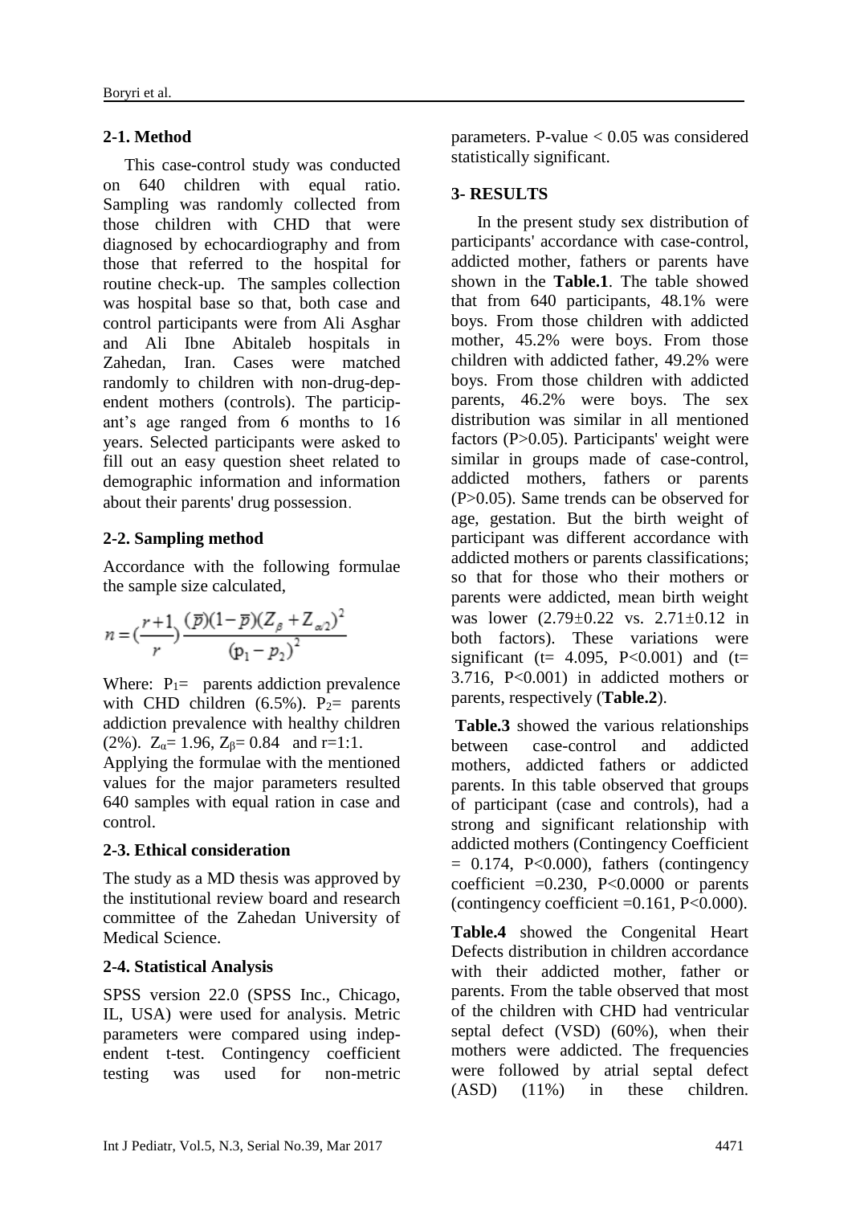### 2-1. Method

This case-control study was conducted on 640 children with equal ratio. Sampling was randomly collected from those children with CHD that were diagnosed by echocardiography and from those that referred to the hospital for routine check-up. The samples collection was hospital base so that, both case and control participants were from Ali Asghar and Ali Ibne Abitaleb hospitals in Zahedan, Iran. Cases were matched randomly to children with non-drug-dependent mothers (controls). The participant's age ranged from 6 months to 16 years. Selected participants were asked to fill out an easy question sheet related to demographic information and information about their parents' drug possession.

### 2-2. Sampling method

Accordance with the following formulae the sample size calculated,

$$n = (\frac{r+1}{r})\frac{(\bar{p})(1-\bar{p})(Z_{\beta}+Z_{\alpha/2})^2}{(p_1-p_2)^2}$$

Where: $P_1$= parents addiction prevalence with CHD children (6.5%). $P_2$= parents addiction prevalence with healthy children (2%). $Z_{\alpha}$= 1.96, $Z_{\beta}$= 0.84 and r=1:1.

Applying the formulae with the mentioned values for the major parameters resulted 640 samples with equal ration in case and control.

### 2-3. Ethical consideration

The study as a MD thesis was approved by the institutional review board and research committee of the Zahedan University of Medical Science.

### 2-4. Statistical Analysis

SPSS version 22.0 (SPSS Inc., Chicago, IL, USA) were used for analysis. Metric parameters were compared using independent t-test. Contingency coefficient testing was used for non-metric parameters. P-value < 0.05 was considered statistically significant.

## 3- RESULTS

In the present study sex distribution of participants' accordance with case-control, addicted mother, fathers or parents have shown in the **Table.1**. The table showed that from 640 participants, 48.1% were boys. From those children with addicted mother, 45.2% were boys. From those children with addicted father, 49.2% were boys. From those children with addicted parents, 46.2% were boys. The sex distribution was similar in all mentioned factors (P>0.05). Participants' weight were similar in groups made of case-control, addicted mothers, fathers or parents (P>0.05). Same trends can be observed for age, gestation. But the birth weight of participant was different accordance with addicted mothers or parents classifications; so that for those who their mothers or parents were addicted, mean birth weight was lower (2.79±0.22 vs. 2.71±0.12 in both factors). These variations were significant (t= 4.095, P<0.001) and (t= 3.716, P<0.001) in addicted mothers or parents, respectively (**Table.2**).

**Table.3** showed the various relationships between case-control and addicted mothers, addicted fathers or addicted parents. In this table observed that groups of participant (case and controls), had a strong and significant relationship with addicted mothers (Contingency Coefficient = 0.174, P<0.000), fathers (contingency coefficient =0.230, P<0.0000 or parents (contingency coefficient =0.161, P<0.000).

**Table.4** showed the Congenital Heart Defects distribution in children accordance with their addicted mother, father or parents. From the table observed that most of the children with CHD had ventricular septal defect (VSD) (60%), when their mothers were addicted. The frequencies were followed by atrial septal defect (ASD) (11%) in these children.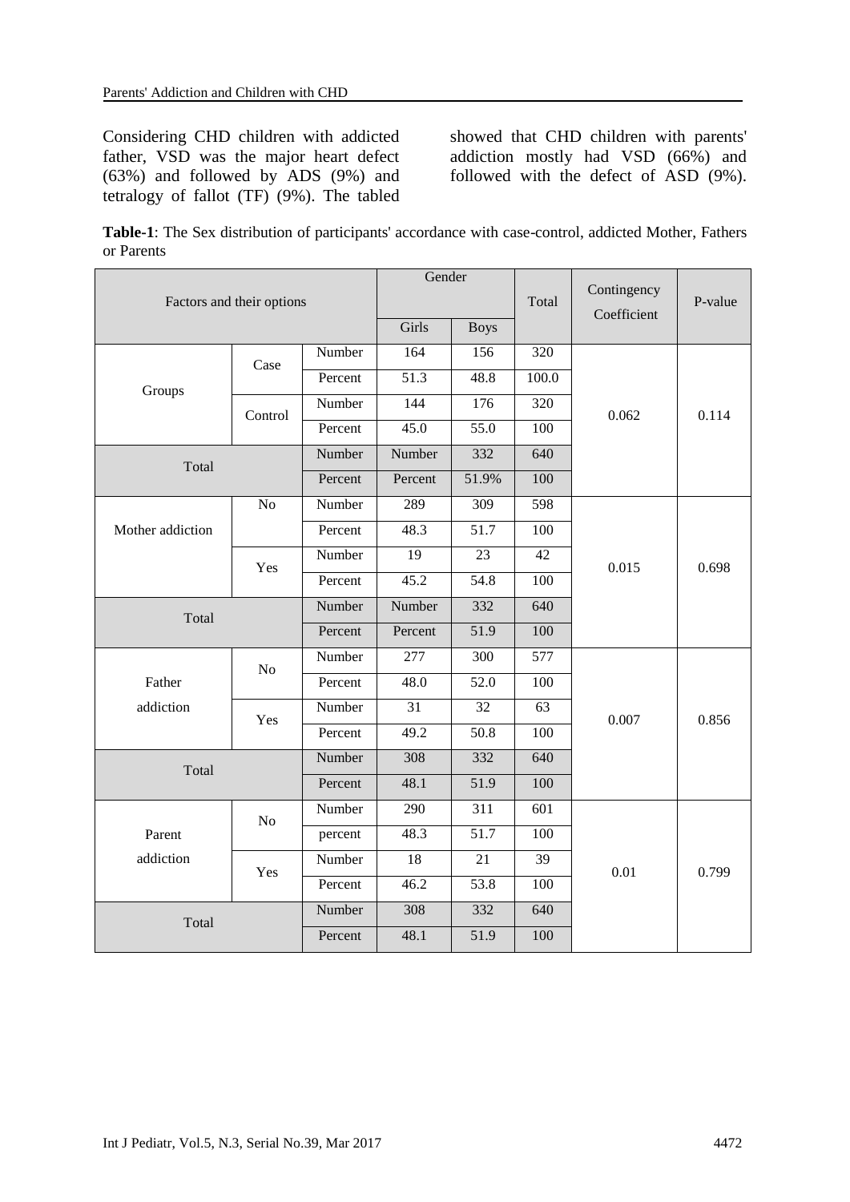Considering CHD children with addicted father, VSD was the major heart defect (63%) and followed by ADS (9%) and tetralogy of fallot (TF) (9%). The tabled showed that CHD children with parents' addiction mostly had VSD (66%) and followed with the defect of ASD (9%).

**Table-1**: The Sex distribution of participants' accordance with case-control, addicted Mother, Fathers or Parents

| Factors and their options | | | Gender | | Total | Contingency Coefficient | P-value |
|---|---|---|---|---|---|---|---|
| | | | Girls | Boys | | | |
| Groups | Case | Number | 164 | 156 | 320 | 0.062 | 0.114 |
| | | Percent | 51.3 | 48.8 | 100.0 | | |
| | Control | Number | 144 | 176 | 320 | | |
| | | Percent | 45.0 | 55.0 | 100 | | |
| Total | | Number | Number | 332 | 640 | | |
| | | Percent | Percent | 51.9% | 100 | | |
| Mother addiction | No | Number | 289 | 309 | 598 | 0.015 | 0.698 |
| | | Percent | 48.3 | 51.7 | 100 | | |
| | Yes | Number | 19 | 23 | 42 | | |
| | | Percent | 45.2 | 54.8 | 100 | | |
| Total | | Number | Number | 332 | 640 | | |
| | | Percent | Percent | 51.9 | 100 | | |
| Father addiction | No | Number | 277 | 300 | 577 | 0.007 | 0.856 |
| | | Percent | 48.0 | 52.0 | 100 | | |
| | Yes | Number | 31 | 32 | 63 | | |
| | | Percent | 49.2 | 50.8 | 100 | | |
| Total | | Number | 308 | 332 | 640 | | |
| | | Percent | 48.1 | 51.9 | 100 | | |
| Parent addiction | No | Number | 290 | 311 | 601 | 0.01 | 0.799 |
| | | percent | 48.3 | 51.7 | 100 | | |
| | Yes | Number | 18 | 21 | 39 | | |
| | | Percent | 46.2 | 53.8 | 100 | | |
| Total | | Number | 308 | 332 | 640 | | |
| | | Percent | 48.1 | 51.9 | 100 | | |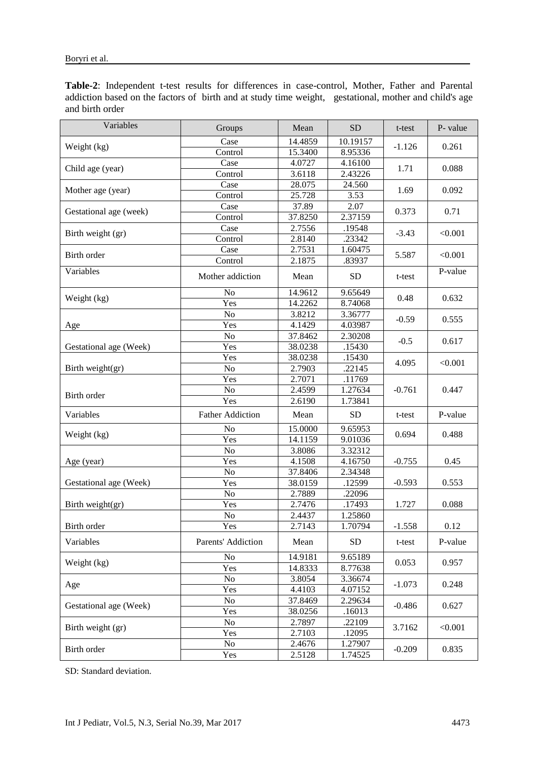**Table-2**: Independent t-test results for differences in case-control, Mother, Father and Parental addiction based on the factors of birth and at study time weight, gestational, mother and child's age and birth order

| Variables | Groups | Mean | SD | t-test | P- value |
|---|---|---|---|---|---|
| Weight (kg) | Case | 14.4859 | 10.19157 | -1.126 | 0.261 |
| | Control | 15.3400 | 8.95336 | | |
| Child age (year) | Case | 4.0727 | 4.16100 | 1.71 | 0.088 |
| | Control | 3.6118 | 2.43226 | | |
| Mother age (year) | Case | 28.075 | 24.560 | 1.69 | 0.092 |
| | Control | 25.728 | 3.53 | | |
| Gestational age (week) | Case | 37.89 | 2.07 | 0.373 | 0.71 |
| | Control | 37.8250 | 2.37159 | | |
| Birth weight (gr) | Case | 2.7556 | .19548 | -3.43 | <0.001 |
| | Control | 2.8140 | .23342 | | |
| Birth order | Case | 2.7531 | 1.60475 | 5.587 | <0.001 |
| | Control | 2.1875 | .83937 | | |
| **Variables** | **Mother addiction** | **Mean** | **SD** | **t-test** | **P-value** |
| Weight (kg) | No | 14.9612 | 9.65649 | 0.48 | 0.632 |
| | Yes | 14.2262 | 8.74068 | | |
| Age | No | 3.8212 | 3.36777 | -0.59 | 0.555 |
| | Yes | 4.1429 | 4.03987 | | |
| Gestational age (Week) | No | 37.8462 | 2.30208 | -0.5 | 0.617 |
| | Yes | 38.0238 | .15430 | | |
| Birth weight(gr) | Yes | 38.0238 | .15430 | 4.095 | <0.001 |
| | No | 2.7903 | .22145 | | |
| Birth order | Yes | 2.7071 | .11769 | -0.761 | 0.447 |
| | No | 2.4599 | 1.27634 | | |
| | Yes | 2.6190 | 1.73841 | | |
| **Variables** | **Father Addiction** | **Mean** | **SD** | **t-test** | **P-value** |
| Weight (kg) | No | 15.0000 | 9.65953 | 0.694 | 0.488 |
| | Yes | 14.1159 | 9.01036 | | |
| Age (year) | No | 3.8086 | 3.32312 | -0.755 | 0.45 |
| | Yes | 4.1508 | 4.16750 | | |
| Gestational age (Week) | No | 37.8406 | 2.34348 | -0.593 | 0.553 |
| | Yes | 38.0159 | .12599 | | |
| Birth weight(gr) | No | 2.7889 | .22096 | 1.727 | 0.088 |
| | Yes | 2.7476 | .17493 | | |
| Birth order | No | 2.4437 | 1.25860 | -1.558 | 0.12 |
| | Yes | 2.7143 | 1.70794 | | |
| **Variables** | **Parents' Addiction** | **Mean** | **SD** | **t-test** | **P-value** |
| Weight (kg) | No | 14.9181 | 9.65189 | 0.053 | 0.957 |
| | Yes | 14.8333 | 8.77638 | | |
| Age | No | 3.8054 | 3.36674 | -1.073 | 0.248 |
| | Yes | 4.4103 | 4.07152 | | |
| Gestational age (Week) | No | 37.8469 | 2.29634 | -0.486 | 0.627 |
| | Yes | 38.0256 | .16013 | | |
| Birth weight (gr) | No | 2.7897 | .22109 | 3.7162 | <0.001 |
| | Yes | 2.7103 | .12095 | | |
| Birth order | No | 2.4676 | 1.27907 | -0.209 | 0.835 |
| | Yes | 2.5128 | 1.74525 | | |

SD: Standard deviation.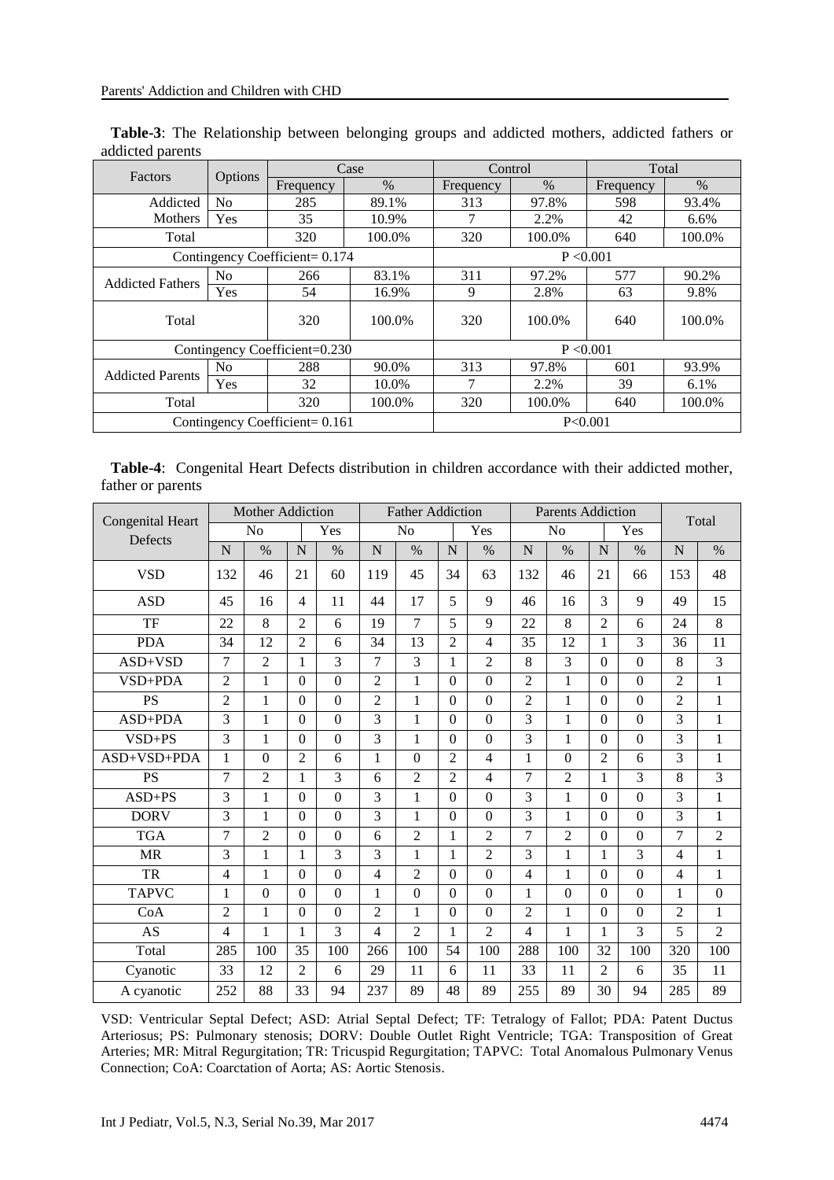**Table-3**: The Relationship between belonging groups and addicted mothers, addicted fathers or addicted parents

| Factors | Options | Case | | Control | | Total | |
|---|---|---|---|---|---|---|---|
| | | Frequency | % | Frequency | % | Frequency | % |
| Addicted Mothers | No | 285 | 89.1% | 313 | 97.8% | 598 | 93.4% |
| | Yes | 35 | 10.9% | 7 | 2.2% | 42 | 6.6% |
| Total | | 320 | 100.0% | 320 | 100.0% | 640 | 100.0% |
| Contingency Coefficient= 0.174 | | | | P <0.001 | | | |
| Addicted Fathers | No | 266 | 83.1% | 311 | 97.2% | 577 | 90.2% |
| | Yes | 54 | 16.9% | 9 | 2.8% | 63 | 9.8% |
| Total | | 320 | 100.0% | 320 | 100.0% | 640 | 100.0% |
| Contingency Coefficient=0.230 | | | | P <0.001 | | | |
| Addicted Parents | No | 288 | 90.0% | 313 | 97.8% | 601 | 93.9% |
| | Yes | 32 | 10.0% | 7 | 2.2% | 39 | 6.1% |
| Total | | 320 | 100.0% | 320 | 100.0% | 640 | 100.0% |
| Contingency Coefficient= 0.161 | | | | P<0.001 | | | |

**Table-4**: Congenital Heart Defects distribution in children accordance with their addicted mother, father or parents

| Congenital Heart Defects | Mother Addiction | | | | Father Addiction | | | | Parents Addiction | | | | Total | |
|---|---|---|---|---|---|---|---|---|---|---|---|---|---|---|
| | No | | Yes | | No | | Yes | | No | | Yes | | | |
| | N | % | N | % | N | % | N | % | N | % | N | % | N | % |
| VSD | 132 | 46 | 21 | 60 | 119 | 45 | 34 | 63 | 132 | 46 | 21 | 66 | 153 | 48 |
| ASD | 45 | 16 | 4 | 11 | 44 | 17 | 5 | 9 | 46 | 16 | 3 | 9 | 49 | 15 |
| TF | 22 | 8 | 2 | 6 | 19 | 7 | 5 | 9 | 22 | 8 | 2 | 6 | 24 | 8 |
| PDA | 34 | 12 | 2 | 6 | 34 | 13 | 2 | 4 | 35 | 12 | 1 | 3 | 36 | 11 |
| ASD+VSD | 7 | 2 | 1 | 3 | 7 | 3 | 1 | 2 | 8 | 3 | 0 | 0 | 8 | 3 |
| VSD+PDA | 2 | 1 | 0 | 0 | 2 | 1 | 0 | 0 | 2 | 1 | 0 | 0 | 2 | 1 |
| PS | 2 | 1 | 0 | 0 | 2 | 1 | 0 | 0 | 2 | 1 | 0 | 0 | 2 | 1 |
| ASD+PDA | 3 | 1 | 0 | 0 | 3 | 1 | 0 | 0 | 3 | 1 | 0 | 0 | 3 | 1 |
| VSD+PS | 3 | 1 | 0 | 0 | 3 | 1 | 0 | 0 | 3 | 1 | 0 | 0 | 3 | 1 |
| ASD+VSD+PDA | 1 | 0 | 2 | 6 | 1 | 0 | 2 | 4 | 1 | 0 | 2 | 6 | 3 | 1 |
| PS | 7 | 2 | 1 | 3 | 6 | 2 | 2 | 4 | 7 | 2 | 1 | 3 | 8 | 3 |
| ASD+PS | 3 | 1 | 0 | 0 | 3 | 1 | 0 | 0 | 3 | 1 | 0 | 0 | 3 | 1 |
| DORV | 3 | 1 | 0 | 0 | 3 | 1 | 0 | 0 | 3 | 1 | 0 | 0 | 3 | 1 |
| TGA | 7 | 2 | 0 | 0 | 6 | 2 | 1 | 2 | 7 | 2 | 0 | 0 | 7 | 2 |
| MR | 3 | 1 | 1 | 3 | 3 | 1 | 1 | 2 | 3 | 1 | 1 | 3 | 4 | 1 |
| TR | 4 | 1 | 0 | 0 | 4 | 2 | 0 | 0 | 4 | 1 | 0 | 0 | 4 | 1 |
| TAPVC | 1 | 0 | 0 | 0 | 1 | 0 | 0 | 0 | 1 | 0 | 0 | 0 | 1 | 0 |
| CoA | 2 | 1 | 0 | 0 | 2 | 1 | 0 | 0 | 2 | 1 | 0 | 0 | 2 | 1 |
| AS | 4 | 1 | 1 | 3 | 4 | 2 | 1 | 2 | 4 | 1 | 1 | 3 | 5 | 2 |
| Total | 285 | 100 | 35 | 100 | 266 | 100 | 54 | 100 | 288 | 100 | 32 | 100 | 320 | 100 |
| Cyanotic | 33 | 12 | 2 | 6 | 29 | 11 | 6 | 11 | 33 | 11 | 2 | 6 | 35 | 11 |
| A cyanotic | 252 | 88 | 33 | 94 | 237 | 89 | 48 | 89 | 255 | 89 | 30 | 94 | 285 | 89 |

VSD: Ventricular Septal Defect; ASD: Atrial Septal Defect; TF: Tetralogy of Fallot; PDA: Patent Ductus Arteriosus; PS: Pulmonary stenosis; DORV: Double Outlet Right Ventricle; TGA: Transposition of Great Arteries; MR: Mitral Regurgitation; TR: Tricuspid Regurgitation; TAPVC: Total Anomalous Pulmonary Venus Connection; CoA: Coarctation of Aorta; AS: Aortic Stenosis.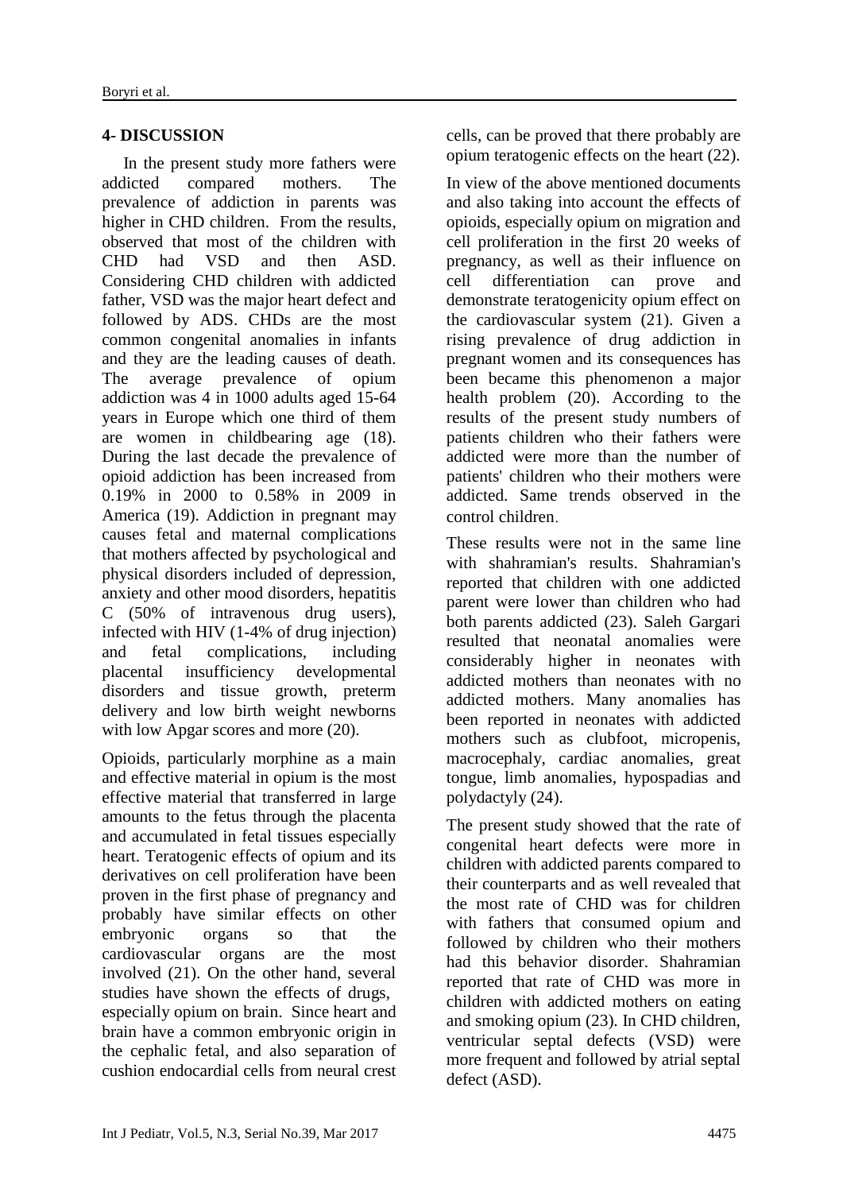## 4- DISCUSSION

In the present study more fathers were addicted compared mothers. The prevalence of addiction in parents was higher in CHD children. From the results, observed that most of the children with CHD had VSD and then ASD. Considering CHD children with addicted father, VSD was the major heart defect and followed by ADS. CHDs are the most common congenital anomalies in infants and they are the leading causes of death. The average prevalence of opium addiction was 4 in 1000 adults aged 15-64 years in Europe which one third of them are women in childbearing age (18). During the last decade the prevalence of opioid addiction has been increased from 0.19% in 2000 to 0.58% in 2009 in America (19). Addiction in pregnant may causes fetal and maternal complications that mothers affected by psychological and physical disorders included of depression, anxiety and other mood disorders, hepatitis C (50% of intravenous drug users), infected with HIV (1-4% of drug injection) and fetal complications, including placental insufficiency developmental disorders and tissue growth, preterm delivery and low birth weight newborns with low Apgar scores and more (20).

Opioids, particularly morphine as a main and effective material in opium is the most effective material that transferred in large amounts to the fetus through the placenta and accumulated in fetal tissues especially heart. Teratogenic effects of opium and its derivatives on cell proliferation have been proven in the first phase of pregnancy and probably have similar effects on other embryonic organs so that the cardiovascular organs are the most involved (21). On the other hand, several studies have shown the effects of drugs, especially opium on brain. Since heart and brain have a common embryonic origin in the cephalic fetal, and also separation of cushion endocardial cells from neural crest cells, can be proved that there probably are opium teratogenic effects on the heart (22).

In view of the above mentioned documents and also taking into account the effects of opioids, especially opium on migration and cell proliferation in the first 20 weeks of pregnancy, as well as their influence on cell differentiation can prove and demonstrate teratogenicity opium effect on the cardiovascular system (21). Given a rising prevalence of drug addiction in pregnant women and its consequences has been became this phenomenon a major health problem (20). According to the results of the present study numbers of patients children who their fathers were addicted were more than the number of patients' children who their mothers were addicted. Same trends observed in the control children.

These results were not in the same line with shahramian's results. Shahramian's reported that children with one addicted parent were lower than children who had both parents addicted (23). Saleh Gargari resulted that neonatal anomalies were considerably higher in neonates with addicted mothers than neonates with no addicted mothers. Many anomalies has been reported in neonates with addicted mothers such as clubfoot, micropenis, macrocephaly, cardiac anomalies, great tongue, limb anomalies, hypospadias and polydactyly (24).

The present study showed that the rate of congenital heart defects were more in children with addicted parents compared to their counterparts and as well revealed that the most rate of CHD was for children with fathers that consumed opium and followed by children who their mothers had this behavior disorder. Shahramian reported that rate of CHD was more in children with addicted mothers on eating and smoking opium (23). In CHD children, ventricular septal defects (VSD) were more frequent and followed by atrial septal defect (ASD).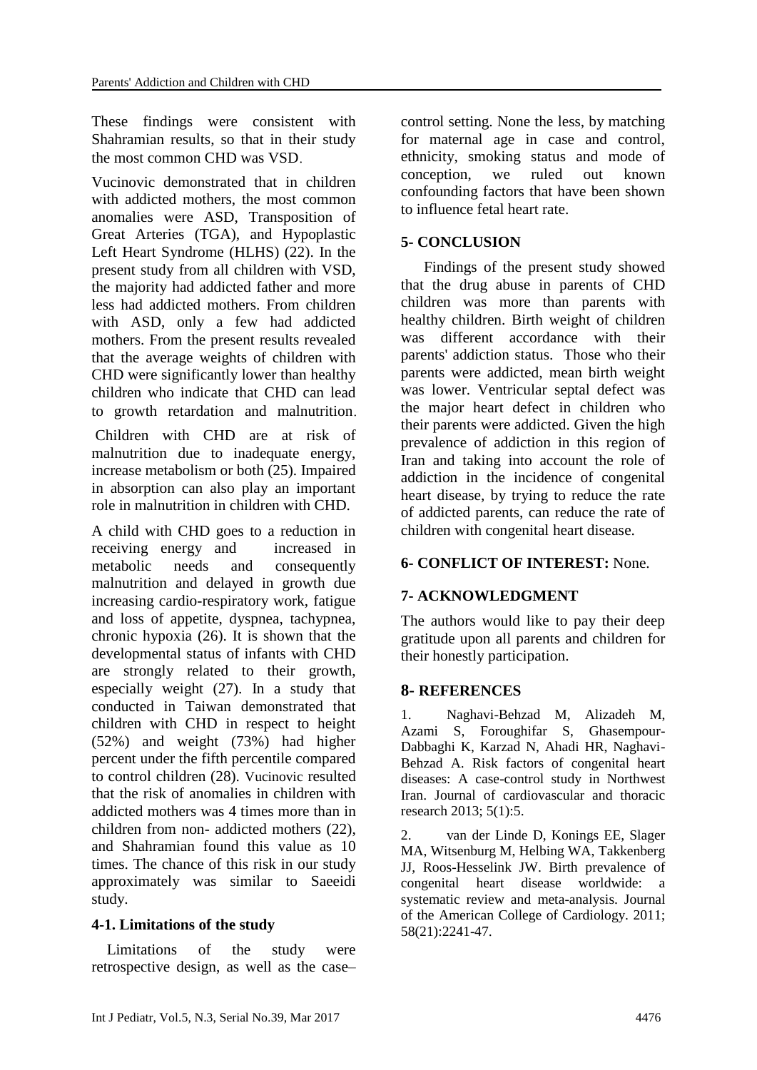These findings were consistent with Shahramian results, so that in their study the most common CHD was VSD.

Vucinovic demonstrated that in children with addicted mothers, the most common anomalies were ASD, Transposition of Great Arteries (TGA), and Hypoplastic Left Heart Syndrome (HLHS) (22). In the present study from all children with VSD, the majority had addicted father and more less had addicted mothers. From children with ASD, only a few had addicted mothers. From the present results revealed that the average weights of children with CHD were significantly lower than healthy children who indicate that CHD can lead to growth retardation and malnutrition.

Children with CHD are at risk of malnutrition due to inadequate energy, increase metabolism or both (25). Impaired in absorption can also play an important role in malnutrition in children with CHD.

A child with CHD goes to a reduction in receiving energy and increased in metabolic needs and consequently malnutrition and delayed in growth due increasing cardio-respiratory work, fatigue and loss of appetite, dyspnea, tachypnea, chronic hypoxia (26). It is shown that the developmental status of infants with CHD are strongly related to their growth, especially weight (27). In a study that conducted in Taiwan demonstrated that children with CHD in respect to height (52%) and weight (73%) had higher percent under the fifth percentile compared to control children (28). Vucinovic resulted that the risk of anomalies in children with addicted mothers was 4 times more than in children from non- addicted mothers (22), and Shahramian found this value as 10 times. The chance of this risk in our study approximately was similar to Saeeidi study.

### 4-1. Limitations of the study

Limitations of the study were retrospective design, as well as the case–control setting. None the less, by matching for maternal age in case and control, ethnicity, smoking status and mode of conception, we ruled out known confounding factors that have been shown to influence fetal heart rate.

## 5- CONCLUSION

Findings of the present study showed that the drug abuse in parents of CHD children was more than parents with healthy children. Birth weight of children was different accordance with their parents' addiction status. Those who their parents were addicted, mean birth weight was lower. Ventricular septal defect was the major heart defect in children who their parents were addicted. Given the high prevalence of addiction in this region of Iran and taking into account the role of addiction in the incidence of congenital heart disease, by trying to reduce the rate of addicted parents, can reduce the rate of children with congenital heart disease.

## 6- CONFLICT OF INTEREST: None.

## 7- ACKNOWLEDGMENT

The authors would like to pay their deep gratitude upon all parents and children for their honestly participation.

## 8- REFERENCES

1. Naghavi-Behzad M, Alizadeh M, Azami S, Foroughifar S, Ghasempour-Dabbaghi K, Karzad N, Ahadi HR, Naghavi-Behzad A. Risk factors of congenital heart diseases: A case-control study in Northwest Iran. Journal of cardiovascular and thoracic research 2013; 5(1):5.

2. van der Linde D, Konings EE, Slager MA, Witsenburg M, Helbing WA, Takkenberg JJ, Roos-Hesselink JW. Birth prevalence of congenital heart disease worldwide: a systematic review and meta-analysis. Journal of the American College of Cardiology. 2011; 58(21):2241-47.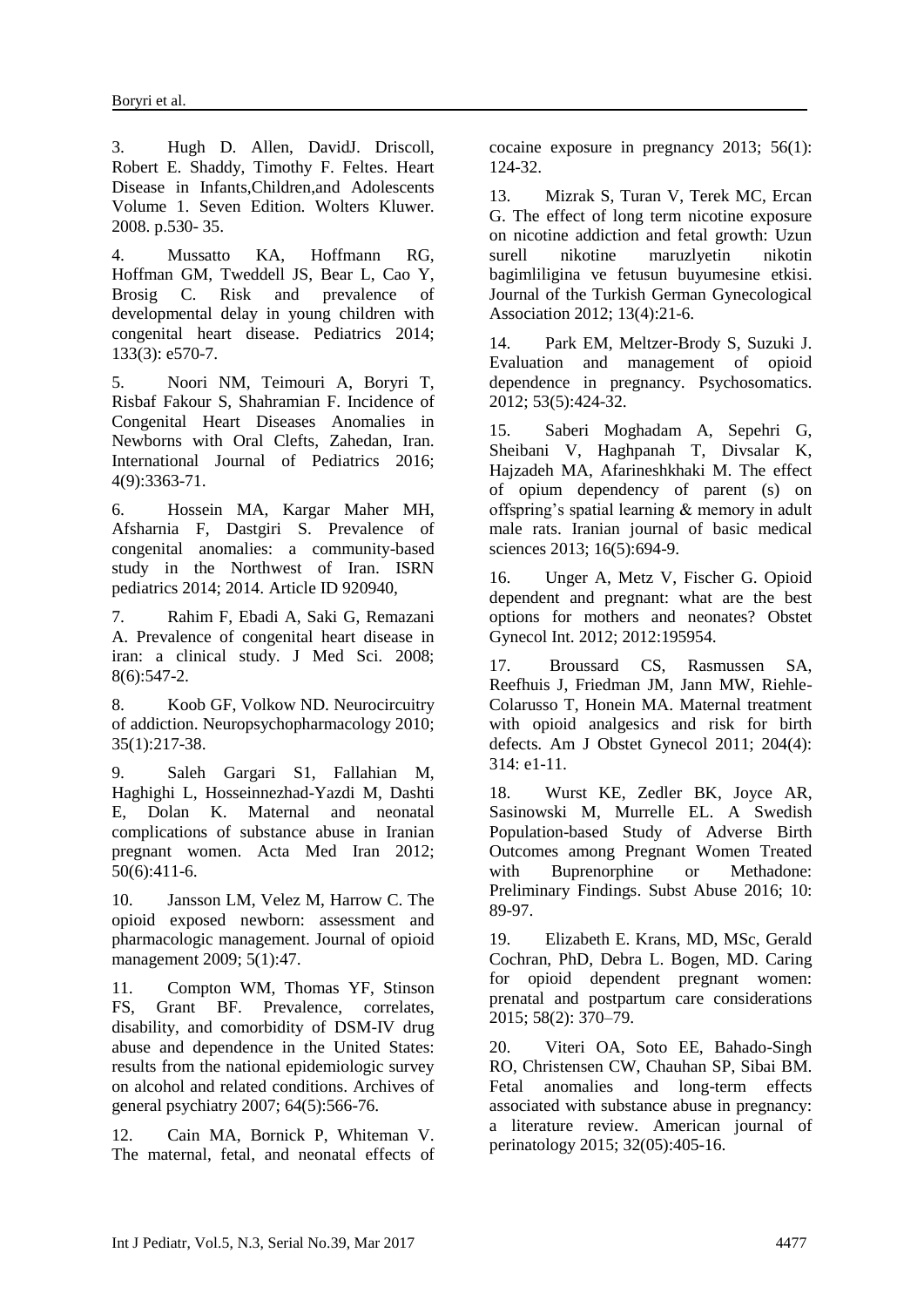3. Hugh D. Allen, DavidJ. Driscoll, Robert E. Shaddy, Timothy F. Feltes. Heart Disease in Infants,Children,and Adolescents Volume 1. Seven Edition. Wolters Kluwer. 2008. p.530- 35.

4. Mussatto KA, Hoffmann RG, Hoffman GM, Tweddell JS, Bear L, Cao Y, Brosig C. Risk and prevalence of developmental delay in young children with congenital heart disease. Pediatrics 2014; 133(3): e570-7.

5. Noori NM, Teimouri A, Boryri T, Risbaf Fakour S, Shahramian F. Incidence of Congenital Heart Diseases Anomalies in Newborns with Oral Clefts, Zahedan, Iran. International Journal of Pediatrics 2016; 4(9):3363-71.

6. Hossein MA, Kargar Maher MH, Afsharnia F, Dastgiri S. Prevalence of congenital anomalies: a community-based study in the Northwest of Iran. ISRN pediatrics 2014; 2014. Article ID 920940,

7. Rahim F, Ebadi A, Saki G, Remazani A. Prevalence of congenital heart disease in iran: a clinical study. J Med Sci. 2008; 8(6):547-2.

8. Koob GF, Volkow ND. Neurocircuitry of addiction. Neuropsychopharmacology 2010; 35(1):217-38.

9. Saleh Gargari S1, Fallahian M, Haghighi L, Hosseinnezhad-Yazdi M, Dashti E, Dolan K. Maternal and neonatal complications of substance abuse in Iranian pregnant women. Acta Med Iran 2012; 50(6):411-6.

10. Jansson LM, Velez M, Harrow C. The opioid exposed newborn: assessment and pharmacologic management. Journal of opioid management 2009; 5(1):47.

11. Compton WM, Thomas YF, Stinson FS, Grant BF. Prevalence, correlates, disability, and comorbidity of DSM-IV drug abuse and dependence in the United States: results from the national epidemiologic survey on alcohol and related conditions. Archives of general psychiatry 2007; 64(5):566-76.

12. Cain MA, Bornick P, Whiteman V. The maternal, fetal, and neonatal effects of cocaine exposure in pregnancy 2013; 56(1): 124-32.

13. Mizrak S, Turan V, Terek MC, Ercan G. The effect of long term nicotine exposure on nicotine addiction and fetal growth: Uzun surell nikotine maruzlyetin nikotin bagimliligina ve fetusun buyumesine etkisi. Journal of the Turkish German Gynecological Association 2012; 13(4):21-6.

14. Park EM, Meltzer-Brody S, Suzuki J. Evaluation and management of opioid dependence in pregnancy. Psychosomatics. 2012; 53(5):424-32.

15. Saberi Moghadam A, Sepehri G, Sheibani V, Haghpanah T, Divsalar K, Hajzadeh MA, Afarineshkhaki M. The effect of opium dependency of parent (s) on offspring's spatial learning & memory in adult male rats. Iranian journal of basic medical sciences 2013; 16(5):694-9.

16. Unger A, Metz V, Fischer G. Opioid dependent and pregnant: what are the best options for mothers and neonates? Obstet Gynecol Int. 2012; 2012:195954.

17. Broussard CS, Rasmussen SA, Reefhuis J, Friedman JM, Jann MW, Riehle-Colarusso T, Honein MA. Maternal treatment with opioid analgesics and risk for birth defects. Am J Obstet Gynecol 2011; 204(4): 314: e1-11.

18. Wurst KE, Zedler BK, Joyce AR, Sasinowski M, Murrelle EL. A Swedish Population-based Study of Adverse Birth Outcomes among Pregnant Women Treated with Buprenorphine or Methadone: Preliminary Findings. Subst Abuse 2016; 10: 89-97.

19. Elizabeth E. Krans, MD, MSc, Gerald Cochran, PhD, Debra L. Bogen, MD. Caring for opioid dependent pregnant women: prenatal and postpartum care considerations 2015; 58(2): 370–79.

20. Viteri OA, Soto EE, Bahado-Singh RO, Christensen CW, Chauhan SP, Sibai BM. Fetal anomalies and long-term effects associated with substance abuse in pregnancy: a literature review. American journal of perinatology 2015; 32(05):405-16.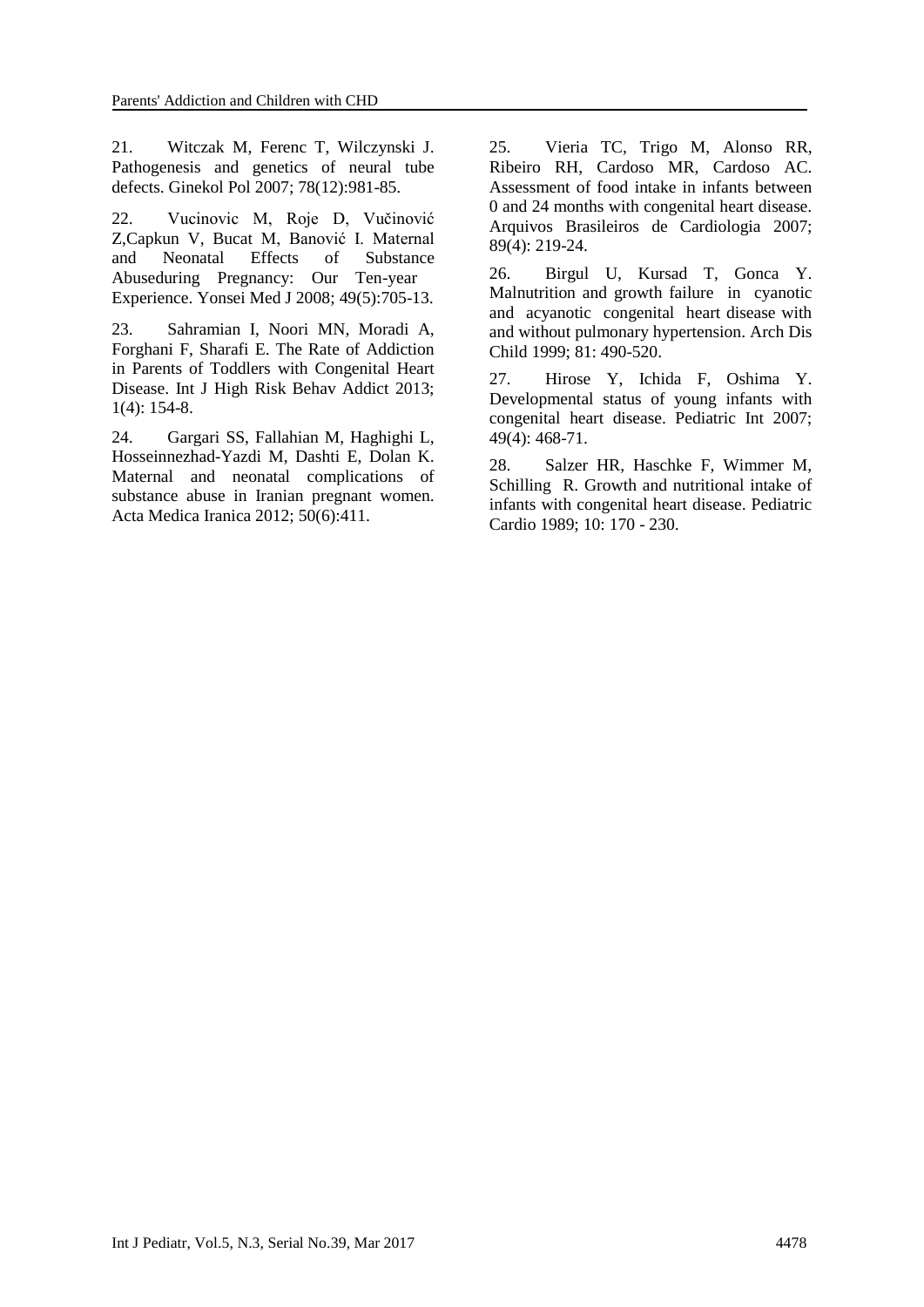21. Witczak M, Ferenc T, Wilczynski J. Pathogenesis and genetics of neural tube defects. Ginekol Pol 2007; 78(12):981-85.

22. Vucinovic M, Roje D, Vučinović Z,Capkun V, Bucat M, Banović I. Maternal and Neonatal Effects of Substance Abuseduring Pregnancy: Our Ten-year Experience. Yonsei Med J 2008; 49(5):705-13.

23. Sahramian I, Noori MN, Moradi A, Forghani F, Sharafi E. The Rate of Addiction in Parents of Toddlers with Congenital Heart Disease. Int J High Risk Behav Addict 2013; 1(4): 154-8.

24. Gargari SS, Fallahian M, Haghighi L, Hosseinnezhad-Yazdi M, Dashti E, Dolan K. Maternal and neonatal complications of substance abuse in Iranian pregnant women. Acta Medica Iranica 2012; 50(6):411.

25. Vieria TC, Trigo M, Alonso RR, Ribeiro RH, Cardoso MR, Cardoso AC. Assessment of food intake in infants between 0 and 24 months with congenital heart disease. Arquivos Brasileiros de Cardiologia 2007; 89(4): 219-24.

26. Birgul U, Kursad T, Gonca Y. Malnutrition and growth failure in cyanotic and acyanotic congenital heart disease with and without pulmonary hypertension. Arch Dis Child 1999; 81: 490-520.

27. Hirose Y, Ichida F, Oshima Y. Developmental status of young infants with congenital heart disease. Pediatric Int 2007; 49(4): 468-71.

28. Salzer HR, Haschke F, Wimmer M, Schilling R. Growth and nutritional intake of infants with congenital heart disease. Pediatric Cardio 1989; 10: 170 - 230.